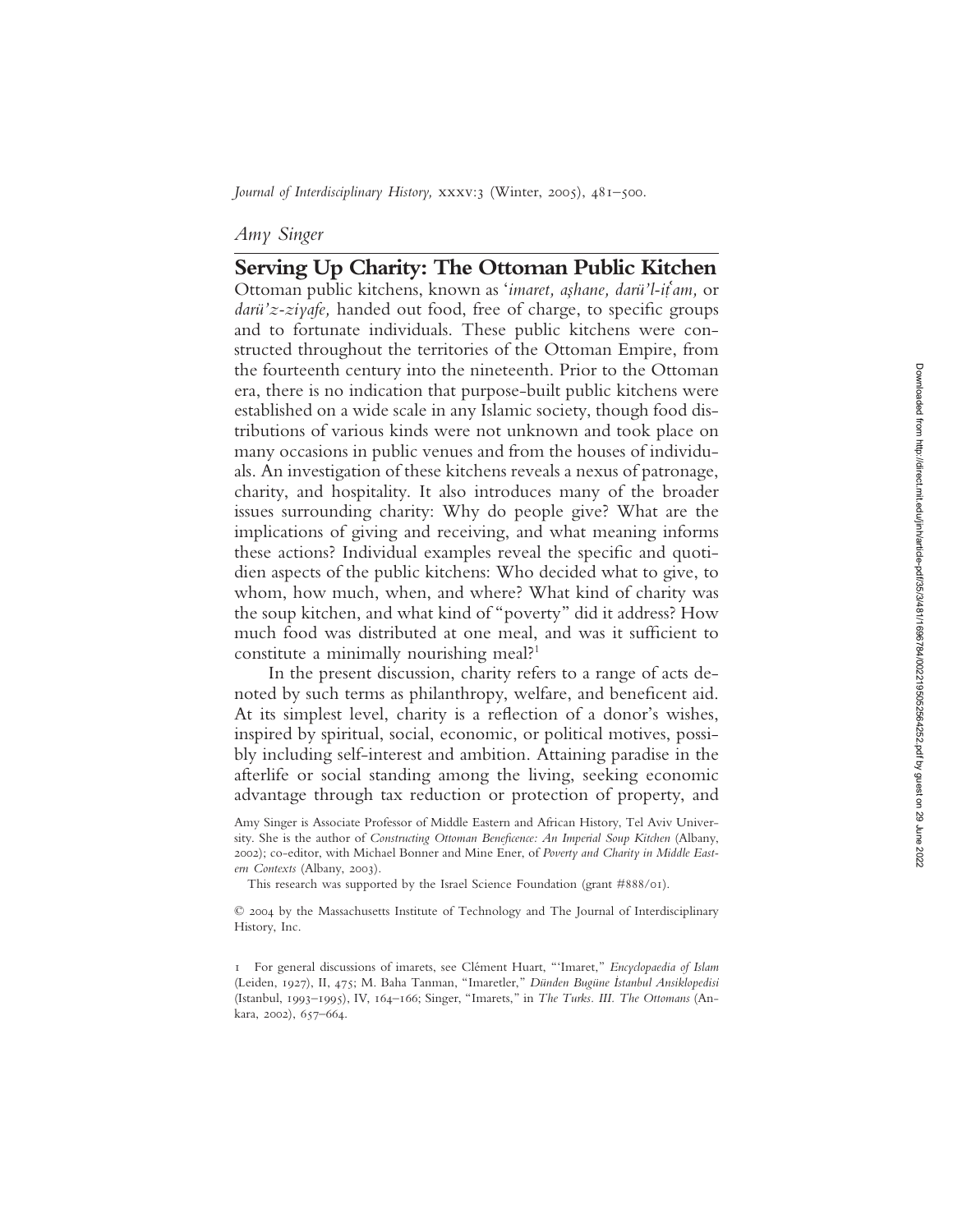*Amy Singer*

# Serving Up Charity: The Ottoman Public Kitchen

Ottoman public kitchens, known as *'imaret, aşhane, darü'l-it'am,* or *darü'z-ziyafe,* handed out food, free of charge, to specific groups and to fortunate individuals. These public kitchens were constructed throughout the territories of the Ottoman Empire, from the fourteenth century into the nineteenth. Prior to the Ottoman era, there is no indication that purpose-built public kitchens were established on a wide scale in any Islamic society, though food distributions of various kinds were not unknown and took place on many occasions in public venues and from the houses of individuals. An investigation of these kitchens reveals a nexus of patronage, charity, and hospitality. It also introduces many of the broader issues surrounding charity: Why do people give? What are the implications of giving and receiving, and what meaning informs these actions? Individual examples reveal the specific and quotidien aspects of the public kitchens: Who decided what to give, to whom, how much, when, and where? What kind of charity was the soup kitchen, and what kind of "poverty" did it address? How much food was distributed at one meal, and was it sufficient to constitute a minimally nourishing meal?[1]

In the present discussion, charity refers to a range of acts denoted by such terms as philanthropy, welfare, and beneficent aid. At its simplest level, charity is a reflection of a donor's wishes, inspired by spiritual, social, economic, or political motives, possibly including self-interest and ambition. Attaining paradise in the afterlife or social standing among the living, seeking economic advantage through tax reduction or protection of property, and

Amy Singer is Associate Professor of Middle Eastern and African History, Tel Aviv University. She is the author of *Constructing Ottoman Beneficence: An Imperial Soup Kitchen* (Albany, 2002); co-editor, with Michael Bonner and Mine Ener, of *Poverty and Charity in Middle Eastern Contexts* (Albany, 2003).

This research was supported by the Israel Science Foundation (grant #888/01).

© 2004 by the Massachusetts Institute of Technology and The Journal of Interdisciplinary History, Inc.

1 For general discussions of imarets, see Clément Huart, "'Imaret," *Encyclopaedia of Islam* (Leiden, 1927), II, 475; M. Baha Tanman, "Imaretler," *Dünden Bugüne Istanbul Ansiklopedisi* (Istanbul, 1993–1995), IV, 164–166; Singer, "Imarets," in *The Turks. III. The Ottomans* (Ankara, 2002), 657–664.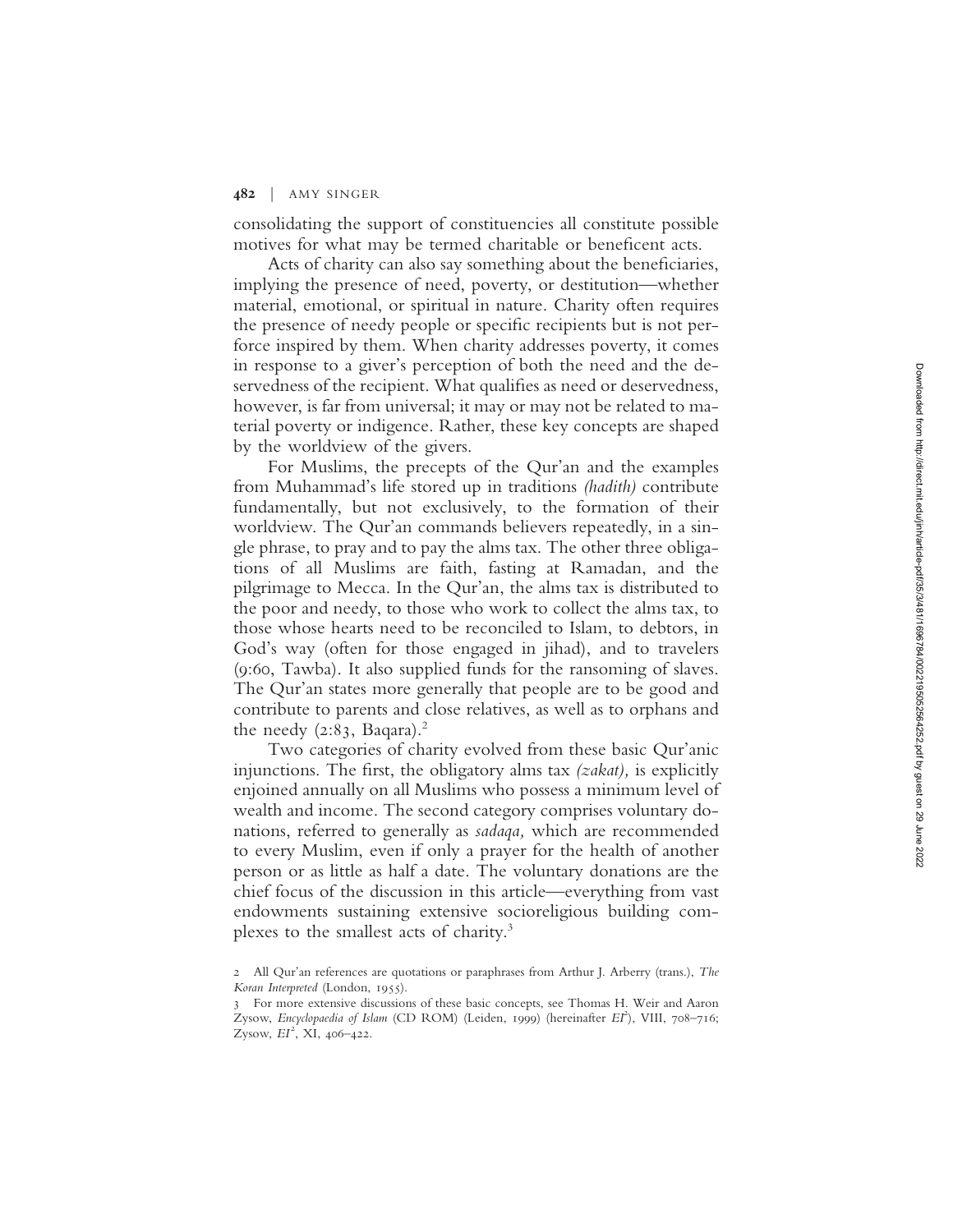consolidating the support of constituencies all constitute possible motives for what may be termed charitable or beneficent acts.

Acts of charity can also say something about the beneficiaries, implying the presence of need, poverty, or destitution—whether material, emotional, or spiritual in nature. Charity often requires the presence of needy people or specific recipients but is not perforce inspired by them. When charity addresses poverty, it comes in response to a giver's perception of both the need and the deservedness of the recipient. What qualifies as need or deservedness, however, is far from universal; it may or may not be related to material poverty or indigence. Rather, these key concepts are shaped by the worldview of the givers.

For Muslims, the precepts of the Qur'an and the examples from Muhammad's life stored up in traditions *(hadith)* contribute fundamentally, but not exclusively, to the formation of their worldview. The Qur'an commands believers repeatedly, in a single phrase, to pray and to pay the alms tax. The other three obligations of all Muslims are faith, fasting at Ramadan, and the pilgrimage to Mecca. In the Qur'an, the alms tax is distributed to the poor and needy, to those who work to collect the alms tax, to those whose hearts need to be reconciled to Islam, to debtors, in God's way (often for those engaged in jihad), and to travelers (9:60, Tawba). It also supplied funds for the ransoming of slaves. The Qur'an states more generally that people are to be good and contribute to parents and close relatives, as well as to orphans and the needy (2:83, Baqara).[2]

Two categories of charity evolved from these basic Qur'anic injunctions. The first, the obligatory alms tax *(zakat),* is explicitly enjoined annually on all Muslims who possess a minimum level of wealth and income. The second category comprises voluntary donations, referred to generally as *sadaqa,* which are recommended to every Muslim, even if only a prayer for the health of another person or as little as half a date. The voluntary donations are the chief focus of the discussion in this article—everything from vast endowments sustaining extensive socioreligious building complexes to the smallest acts of charity.[3]

2 All Qur'an references are quotations or paraphrases from Arthur J. Arberry (trans.), *The Koran Interpreted* (London, 1955).

3 For more extensive discussions of these basic concepts, see Thomas H. Weir and Aaron Zysow, *Encyclopaedia of Islam* (CD ROM) (Leiden, 1999) (hereinafter *EI*[2]), VIII, 708–716; Zysow, *EI*[2], XI, 406–422.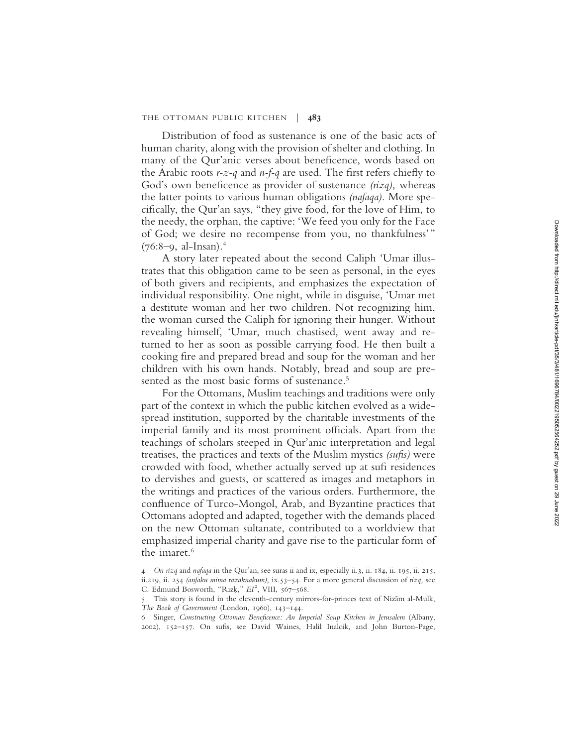Distribution of food as sustenance is one of the basic acts of human charity, along with the provision of shelter and clothing. In many of the Qur'anic verses about beneficence, words based on the Arabic roots *r-z-q* and *n-f-q* are used. The first refers chiefly to God's own beneficence as provider of sustenance *(rizq),* whereas the latter points to various human obligations *(nafaqa).* More specifically, the Qur'an says, "they give food, for the love of Him, to the needy, the orphan, the captive: 'We feed you only for the Face of God; we desire no recompense from you, no thankfulness'" (76:8–9, al-Insan).[4]

A story later repeated about the second Caliph 'Umar illustrates that this obligation came to be seen as personal, in the eyes of both givers and recipients, and emphasizes the expectation of individual responsibility. One night, while in disguise, 'Umar met a destitute woman and her two children. Not recognizing him, the woman cursed the Caliph for ignoring their hunger. Without revealing himself, 'Umar, much chastised, went away and returned to her as soon as possible carrying food. He then built a cooking fire and prepared bread and soup for the woman and her children with his own hands. Notably, bread and soup are presented as the most basic forms of sustenance.[5]

For the Ottomans, Muslim teachings and traditions were only part of the context in which the public kitchen evolved as a widespread institution, supported by the charitable investments of the imperial family and its most prominent officials. Apart from the teachings of scholars steeped in Qur'anic interpretation and legal treatises, the practices and texts of the Muslim mystics *(sufis)* were crowded with food, whether actually served up at sufi residences to dervishes and guests, or scattered as images and metaphors in the writings and practices of the various orders. Furthermore, the confluence of Turco-Mongol, Arab, and Byzantine practices that Ottomans adopted and adapted, together with the demands placed on the new Ottoman sultanate, contributed to a worldview that emphasized imperial charity and gave rise to the particular form of the imaret.[6]

4 *On rizq* and *nafaqa* in the Qur'an, see suras ii and ix, especially ii.3, ii. 184, ii. 195, ii. 215, ii.219, ii. 254 *(anfaku mima razaknakum),* ix.53–54. For a more general discussion of *rizq,* see C. Edmund Bosworth, "Rizḳ," *EI*[2], VIII, 567–568.

5 This story is found in the eleventh-century mirrors-for-princes text of Nizām al-Mulk, *The Book of Government* (London, 1960), 143–144.

6 Singer, *Constructing Ottoman Beneficence: An Imperial Soup Kitchen in Jerusalem* (Albany, 2002), 152–157. On sufis, see David Waines, Halil Inalcik, and John Burton-Page,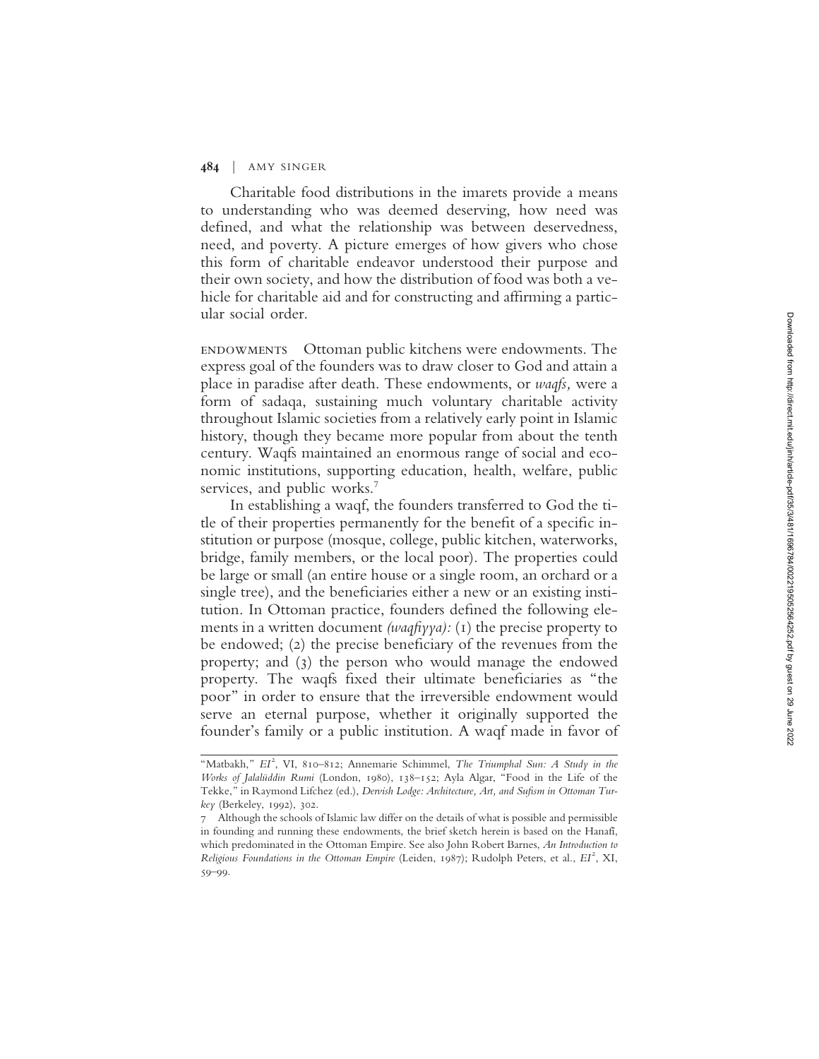Charitable food distributions in the imarets provide a means to understanding who was deemed deserving, how need was defined, and what the relationship was between deservedness, need, and poverty. A picture emerges of how givers who chose this form of charitable endeavor understood their purpose and their own society, and how the distribution of food was both a vehicle for charitable aid and for constructing and affirming a particular social order.

ENDOWMENTS Ottoman public kitchens were endowments. The express goal of the founders was to draw closer to God and attain a place in paradise after death. These endowments, or *waqfs,* were a form of sadaqa, sustaining much voluntary charitable activity throughout Islamic societies from a relatively early point in Islamic history, though they became more popular from about the tenth century. Waqfs maintained an enormous range of social and economic institutions, supporting education, health, welfare, public services, and public works.[7]

In establishing a waqf, the founders transferred to God the title of their properties permanently for the benefit of a specific institution or purpose (mosque, college, public kitchen, waterworks, bridge, family members, or the local poor). The properties could be large or small (an entire house or a single room, an orchard or a single tree), and the beneficiaries either a new or an existing institution. In Ottoman practice, founders defined the following elements in a written document *(waqfiyya):* (1) the precise property to be endowed; (2) the precise beneficiary of the revenues from the property; and (3) the person who would manage the endowed property. The waqfs fixed their ultimate beneficiaries as "the poor" in order to ensure that the irreversible endowment would serve an eternal purpose, whether it originally supported the founder's family or a public institution. A waqf made in favor of

---

"Matbakh," *EI*², VI, 810–812; Annemarie Schimmel, *The Triumphal Sun: A Study in the Works of Jalaluddin Rumi* (London, 1980), 138–152; Ayla Algar, "Food in the Life of the Tekke," in Raymond Lifchez (ed.), *Dervish Lodge: Architecture, Art, and Sufism in Ottoman Turkey* (Berkeley, 1992), 302.

7 Although the schools of Islamic law differ on the details of what is possible and permissible in founding and running these endowments, the brief sketch herein is based on the Hanafi, which predominated in the Ottoman Empire. See also John Robert Barnes, *An Introduction to Religious Foundations in the Ottoman Empire* (Leiden, 1987); Rudolph Peters, et al., *EI*², XI, 59–99.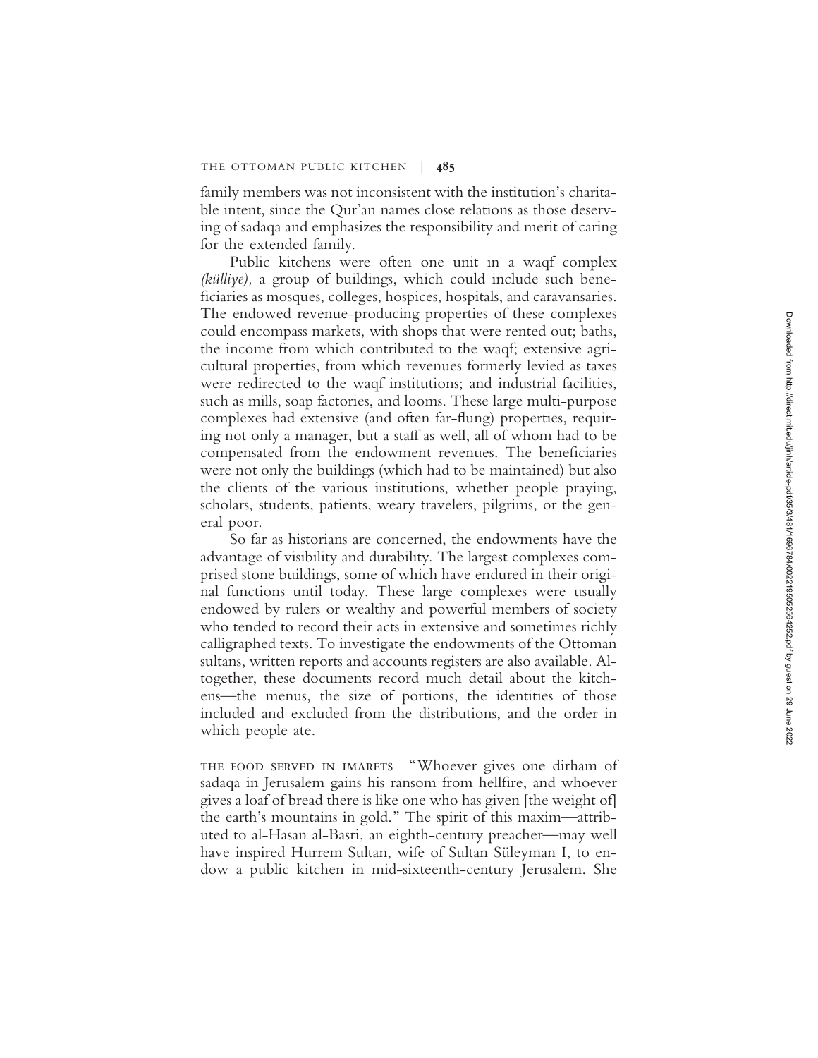family members was not inconsistent with the institution's charitable intent, since the Qur'an names close relations as those deserving of sadaqa and emphasizes the responsibility and merit of caring for the extended family.

Public kitchens were often one unit in a waqf complex *(külliye),* a group of buildings, which could include such beneficiaries as mosques, colleges, hospices, hospitals, and caravansaries. The endowed revenue-producing properties of these complexes could encompass markets, with shops that were rented out; baths, the income from which contributed to the waqf; extensive agricultural properties, from which revenues formerly levied as taxes were redirected to the waqf institutions; and industrial facilities, such as mills, soap factories, and looms. These large multi-purpose complexes had extensive (and often far-flung) properties, requiring not only a manager, but a staff as well, all of whom had to be compensated from the endowment revenues. The beneficiaries were not only the buildings (which had to be maintained) but also the clients of the various institutions, whether people praying, scholars, students, patients, weary travelers, pilgrims, or the general poor.

So far as historians are concerned, the endowments have the advantage of visibility and durability. The largest complexes comprised stone buildings, some of which have endured in their original functions until today. These large complexes were usually endowed by rulers or wealthy and powerful members of society who tended to record their acts in extensive and sometimes richly calligraphed texts. To investigate the endowments of the Ottoman sultans, written reports and accounts registers are also available. Altogether, these documents record much detail about the kitchens—the menus, the size of portions, the identities of those included and excluded from the distributions, and the order in which people ate.

THE FOOD SERVED IN IMARETS "Whoever gives one dirham of sadaqa in Jerusalem gains his ransom from hellfire, and whoever gives a loaf of bread there is like one who has given [the weight of] the earth's mountains in gold." The spirit of this maxim—attributed to al-Hasan al-Basri, an eighth-century preacher—may well have inspired Hurrem Sultan, wife of Sultan Süleyman I, to endow a public kitchen in mid-sixteenth-century Jerusalem. She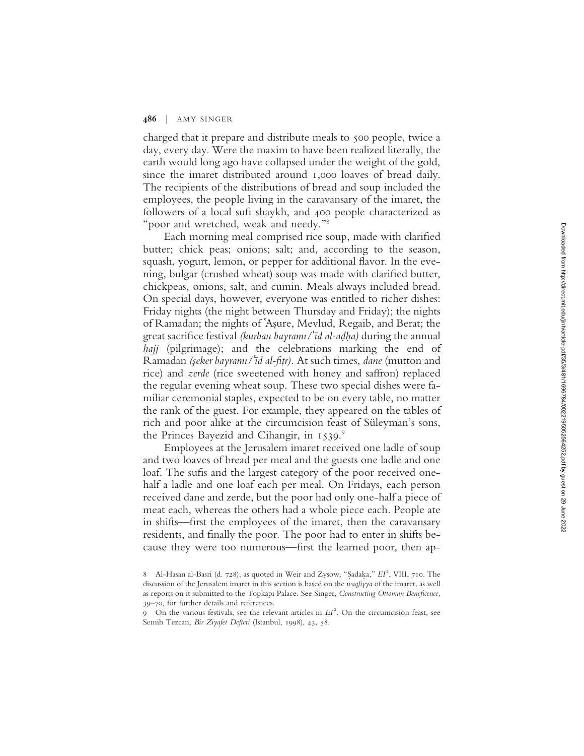charged that it prepare and distribute meals to 500 people, twice a day, every day. Were the maxim to have been realized literally, the earth would long ago have collapsed under the weight of the gold, since the imaret distributed around 1,000 loaves of bread daily. The recipients of the distributions of bread and soup included the employees, the people living in the caravansary of the imaret, the followers of a local sufi shaykh, and 400 people characterized as "poor and wretched, weak and needy."[8]

Each morning meal comprised rice soup, made with clarified butter; chick peas; onions; salt; and, according to the season, squash, yogurt, lemon, or pepper for additional flavor. In the evening, bulgar (crushed wheat) soup was made with clarified butter, chickpeas, onions, salt, and cumin. Meals always included bread. On special days, however, everyone was entitled to richer dishes: Friday nights (the night between Thursday and Friday); the nights of Ramadan; the nights of ʿAşure, Mevlud, Regaib, and Berat; the great sacrifice festival *(kurban bayramı/ʿīd al-aḍḥa)* during the annual *ḥajj* (pilgrimage); and the celebrations marking the end of Ramadan *(şeker bayramı/ʿīd al-fiṭr)*. At such times, *dane* (mutton and rice) and *zerde* (rice sweetened with honey and saffron) replaced the regular evening wheat soup. These two special dishes were familiar ceremonial staples, expected to be on every table, no matter the rank of the guest. For example, they appeared on the tables of rich and poor alike at the circumcision feast of Süleyman's sons, the Princes Bayezid and Cihangir, in 1539.[9]

Employees at the Jerusalem imaret received one ladle of soup and two loaves of bread per meal and the guests one ladle and one loaf. The sufis and the largest category of the poor received one-half a ladle and one loaf each per meal. On Fridays, each person received dane and zerde, but the poor had only one-half a piece of meat each, whereas the others had a whole piece each. People ate in shifts—first the employees of the imaret, then the caravansary residents, and finally the poor. The poor had to enter in shifts because they were too numerous—first the learned poor, then ap-

---

8 Al-Hasan al-Basri (d. 728), as quoted in Weir and Zysow, "Ṣadaḳa," *EI*², VIII, 710. The discussion of the Jerusalem imaret in this section is based on the *waqfiyya* of the imaret, as well as reports on it submitted to the Topkapı Palace. See Singer, *Constructing Ottoman Beneficence,* 39–70, for further details and references.

9 On the various festivals, see the relevant articles in *EI*². On the circumcision feast, see Semih Tezcan, *Bir Ziyafet Defteri* (Istanbul, 1998), 43, 58.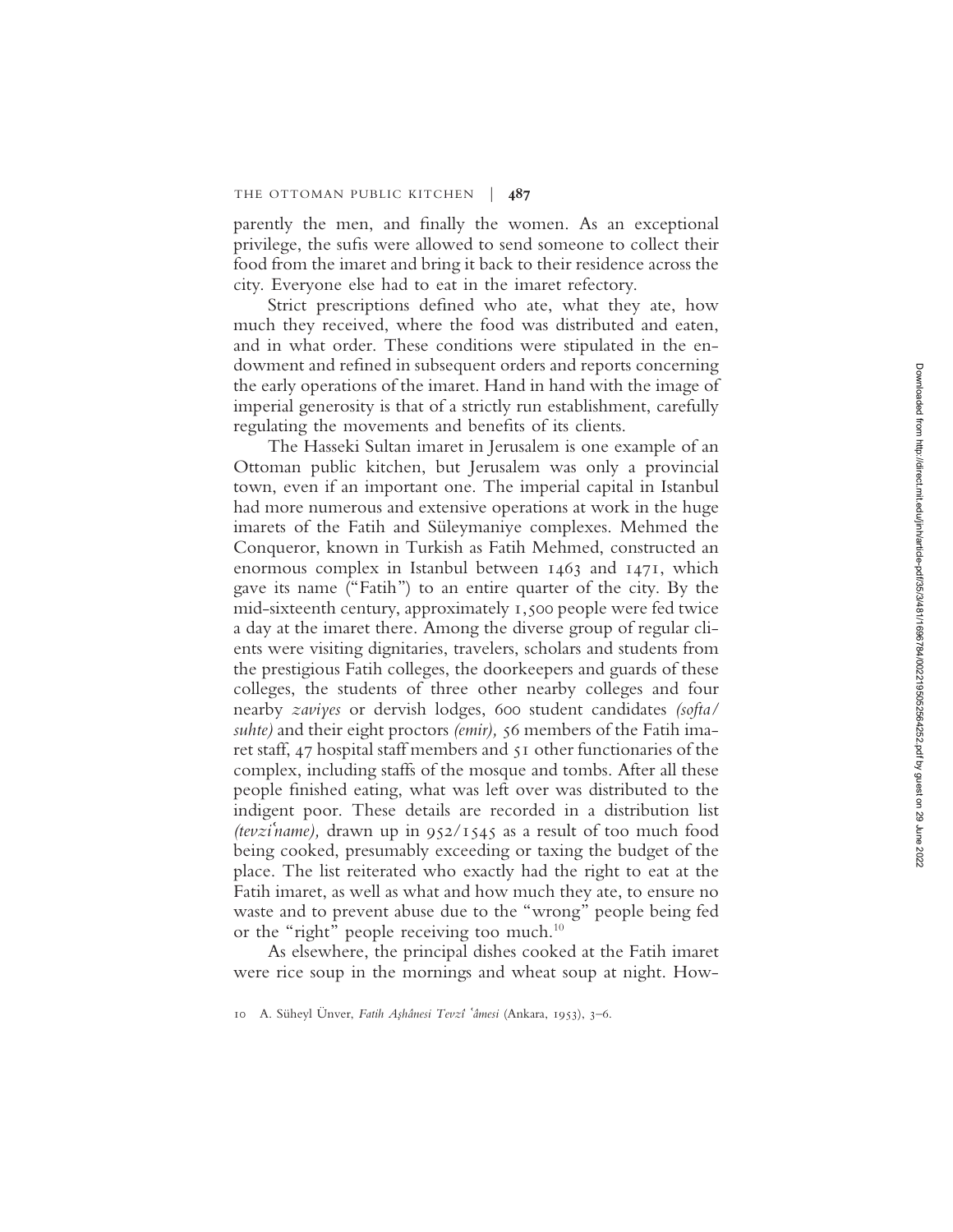parently the men, and finally the women. As an exceptional privilege, the sufis were allowed to send someone to collect their food from the imaret and bring it back to their residence across the city. Everyone else had to eat in the imaret refectory.

Strict prescriptions defined who ate, what they ate, how much they received, where the food was distributed and eaten, and in what order. These conditions were stipulated in the endowment and refined in subsequent orders and reports concerning the early operations of the imaret. Hand in hand with the image of imperial generosity is that of a strictly run establishment, carefully regulating the movements and benefits of its clients.

The Hasseki Sultan imaret in Jerusalem is one example of an Ottoman public kitchen, but Jerusalem was only a provincial town, even if an important one. The imperial capital in Istanbul had more numerous and extensive operations at work in the huge imarets of the Fatih and Süleymaniye complexes. Mehmed the Conqueror, known in Turkish as Fatih Mehmed, constructed an enormous complex in Istanbul between 1463 and 1471, which gave its name ("Fatih") to an entire quarter of the city. By the mid-sixteenth century, approximately 1,500 people were fed twice a day at the imaret there. Among the diverse group of regular clients were visiting dignitaries, travelers, scholars and students from the prestigious Fatih colleges, the doorkeepers and guards of these colleges, the students of three other nearby colleges and four nearby *zaviyes* or dervish lodges, 600 student candidates *(softa/suhte)* and their eight proctors *(emir),* 56 members of the Fatih imaret staff, 47 hospital staff members and 51 other functionaries of the complex, including staffs of the mosque and tombs. After all these people finished eating, what was left over was distributed to the indigent poor. These details are recorded in a distribution list *(tevziʿname),* drawn up in 952/1545 as a result of too much food being cooked, presumably exceeding or taxing the budget of the place. The list reiterated who exactly had the right to eat at the Fatih imaret, as well as what and how much they ate, to ensure no waste and to prevent abuse due to the "wrong" people being fed or the "right" people receiving too much.[10]

As elsewhere, the principal dishes cooked at the Fatih imaret were rice soup in the mornings and wheat soup at night. How-

10 A. Süheyl Ünver, *Fatih Aşhânesi Tevzî ʿâmesi* (Ankara, 1953), 3–6.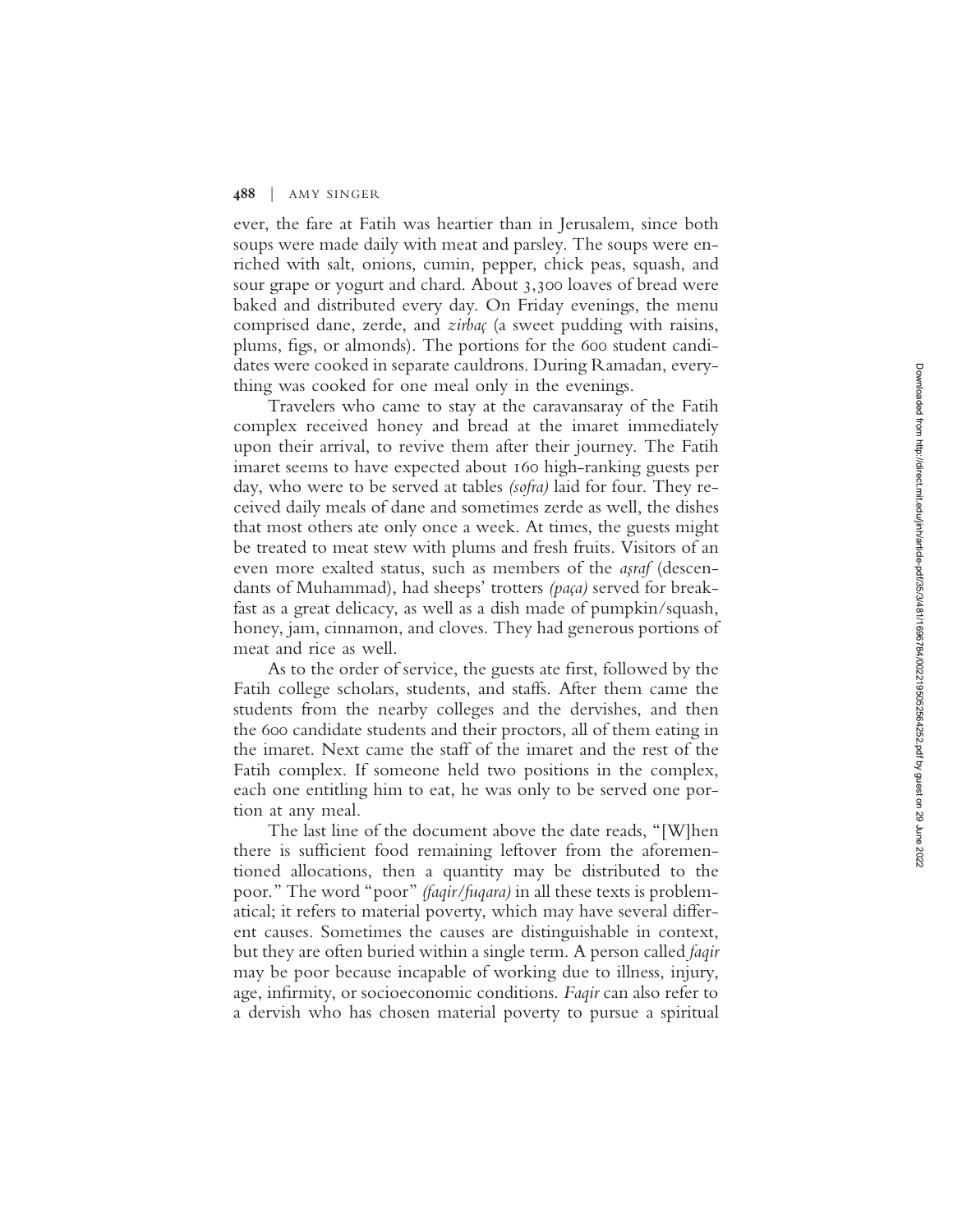ever, the fare at Fatih was heartier than in Jerusalem, since both soups were made daily with meat and parsley. The soups were enriched with salt, onions, cumin, pepper, chick peas, squash, and sour grape or yogurt and chard. About 3,300 loaves of bread were baked and distributed every day. On Friday evenings, the menu comprised dane, zerde, and *zirbaç* (a sweet pudding with raisins, plums, figs, or almonds). The portions for the 600 student candidates were cooked in separate cauldrons. During Ramadan, everything was cooked for one meal only in the evenings.

Travelers who came to stay at the caravansaray of the Fatih complex received honey and bread at the imaret immediately upon their arrival, to revive them after their journey. The Fatih imaret seems to have expected about 160 high-ranking guests per day, who were to be served at tables *(sofra)* laid for four. They received daily meals of dane and sometimes zerde as well, the dishes that most others ate only once a week. At times, the guests might be treated to meat stew with plums and fresh fruits. Visitors of an even more exalted status, such as members of the *aşraf* (descendants of Muhammad), had sheeps' trotters *(paça)* served for breakfast as a great delicacy, as well as a dish made of pumpkin/squash, honey, jam, cinnamon, and cloves. They had generous portions of meat and rice as well.

As to the order of service, the guests ate first, followed by the Fatih college scholars, students, and staffs. After them came the students from the nearby colleges and the dervishes, and then the 600 candidate students and their proctors, all of them eating in the imaret. Next came the staff of the imaret and the rest of the Fatih complex. If someone held two positions in the complex, each one entitling him to eat, he was only to be served one portion at any meal.

The last line of the document above the date reads, "[W]hen there is sufficient food remaining leftover from the aforementioned allocations, then a quantity may be distributed to the poor." The word "poor" *(faqir/fuqara)* in all these texts is problematical; it refers to material poverty, which may have several different causes. Sometimes the causes are distinguishable in context, but they are often buried within a single term. A person called *faqir* may be poor because incapable of working due to illness, injury, age, infirmity, or socioeconomic conditions. *Faqir* can also refer to a dervish who has chosen material poverty to pursue a spiritual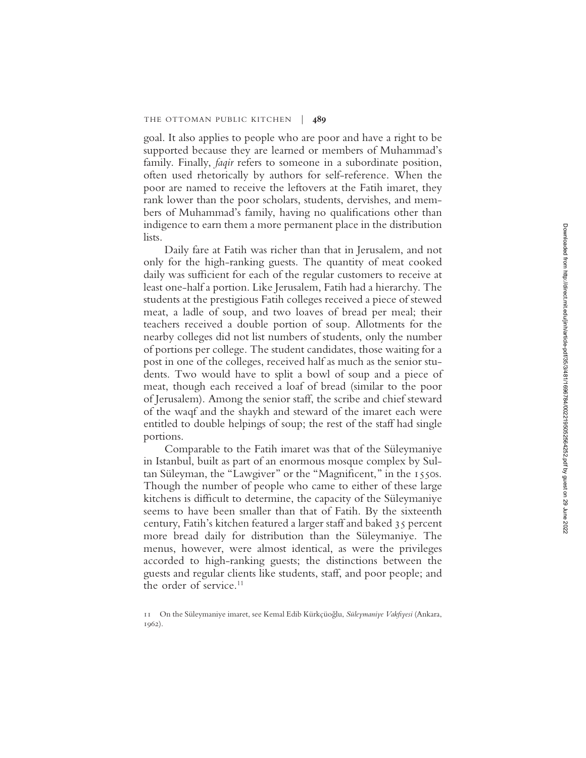goal. It also applies to people who are poor and have a right to be supported because they are learned or members of Muhammad's family. Finally, *faqir* refers to someone in a subordinate position, often used rhetorically by authors for self-reference. When the poor are named to receive the leftovers at the Fatih imaret, they rank lower than the poor scholars, students, dervishes, and members of Muhammad's family, having no qualifications other than indigence to earn them a more permanent place in the distribution lists.

Daily fare at Fatih was richer than that in Jerusalem, and not only for the high-ranking guests. The quantity of meat cooked daily was sufficient for each of the regular customers to receive at least one-half a portion. Like Jerusalem, Fatih had a hierarchy. The students at the prestigious Fatih colleges received a piece of stewed meat, a ladle of soup, and two loaves of bread per meal; their teachers received a double portion of soup. Allotments for the nearby colleges did not list numbers of students, only the number of portions per college. The student candidates, those waiting for a post in one of the colleges, received half as much as the senior students. Two would have to split a bowl of soup and a piece of meat, though each received a loaf of bread (similar to the poor of Jerusalem). Among the senior staff, the scribe and chief steward of the waqf and the shaykh and steward of the imaret each were entitled to double helpings of soup; the rest of the staff had single portions.

Comparable to the Fatih imaret was that of the Süleymaniye in Istanbul, built as part of an enormous mosque complex by Sultan Süleyman, the "Lawgiver" or the "Magnificent," in the 1550s. Though the number of people who came to either of these large kitchens is difficult to determine, the capacity of the Süleymaniye seems to have been smaller than that of Fatih. By the sixteenth century, Fatih's kitchen featured a larger staff and baked 35 percent more bread daily for distribution than the Süleymaniye. The menus, however, were almost identical, as were the privileges accorded to high-ranking guests; the distinctions between the guests and regular clients like students, staff, and poor people; and the order of service.[11]

11 On the Süleymaniye imaret, see Kemal Edib Kürkçüoğlu, *Süleymaniye Vakfiyesi* (Ankara, 1962).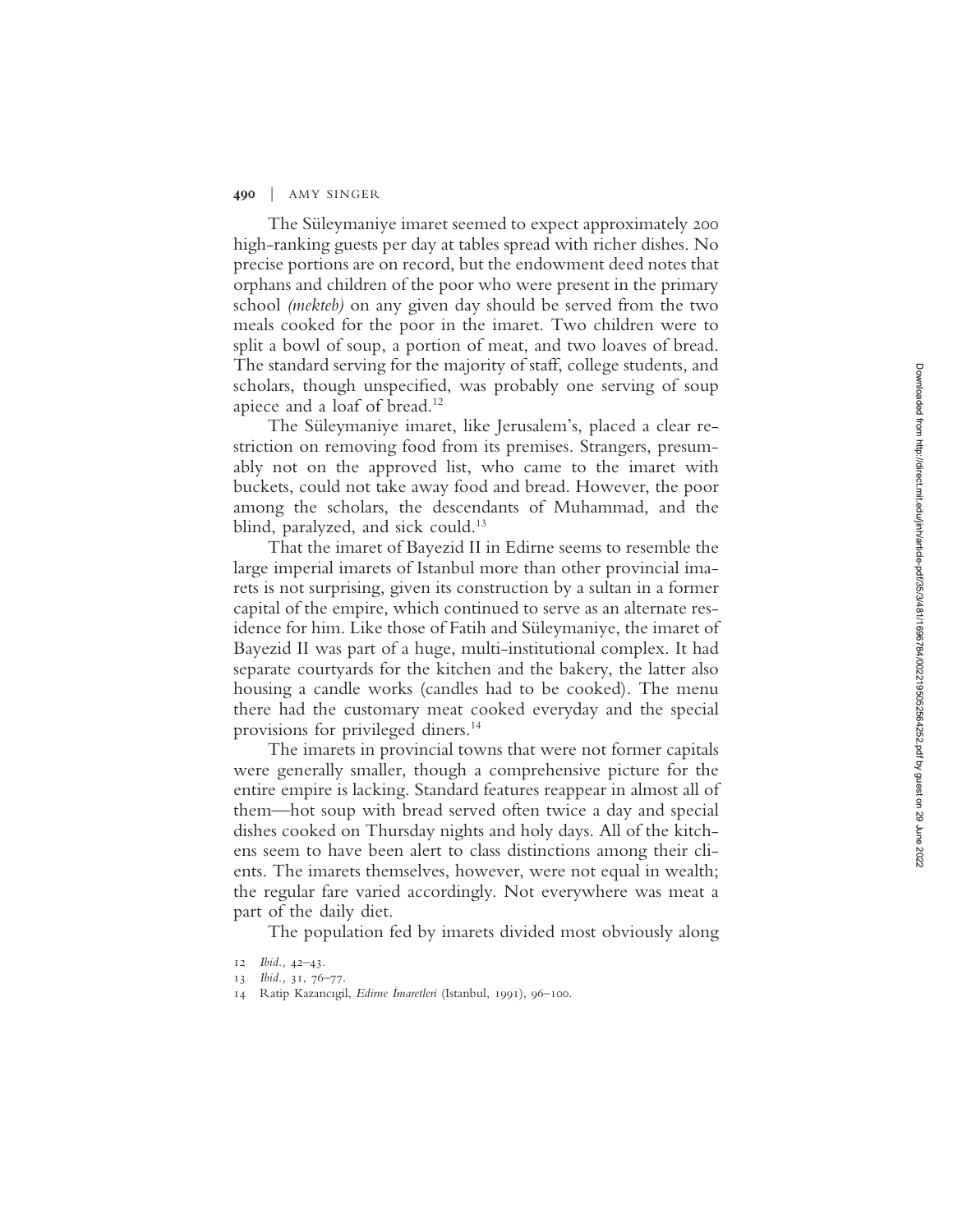The Süleymaniye imaret seemed to expect approximately 200 high-ranking guests per day at tables spread with richer dishes. No precise portions are on record, but the endowment deed notes that orphans and children of the poor who were present in the primary school *(mekteb)* on any given day should be served from the two meals cooked for the poor in the imaret. Two children were to split a bowl of soup, a portion of meat, and two loaves of bread. The standard serving for the majority of staff, college students, and scholars, though unspecified, was probably one serving of soup apiece and a loaf of bread.[12]

The Süleymaniye imaret, like Jerusalem's, placed a clear restriction on removing food from its premises. Strangers, presumably not on the approved list, who came to the imaret with buckets, could not take away food and bread. However, the poor among the scholars, the descendants of Muhammad, and the blind, paralyzed, and sick could.[13]

That the imaret of Bayezid II in Edirne seems to resemble the large imperial imarets of Istanbul more than other provincial imarets is not surprising, given its construction by a sultan in a former capital of the empire, which continued to serve as an alternate residence for him. Like those of Fatih and Süleymaniye, the imaret of Bayezid II was part of a huge, multi-institutional complex. It had separate courtyards for the kitchen and the bakery, the latter also housing a candle works (candles had to be cooked). The menu there had the customary meat cooked everyday and the special provisions for privileged diners.[14]

The imarets in provincial towns that were not former capitals were generally smaller, though a comprehensive picture for the entire empire is lacking. Standard features reappear in almost all of them—hot soup with bread served often twice a day and special dishes cooked on Thursday nights and holy days. All of the kitchens seem to have been alert to class distinctions among their clients. The imarets themselves, however, were not equal in wealth; the regular fare varied accordingly. Not everywhere was meat a part of the daily diet.

The population fed by imarets divided most obviously along

12 *Ibid.,* 42–43.

13 *Ibid.,* 31, 76–77.

14 Ratip Kazancıgil, *Edirne İmaretleri* (Istanbul, 1991), 96–100.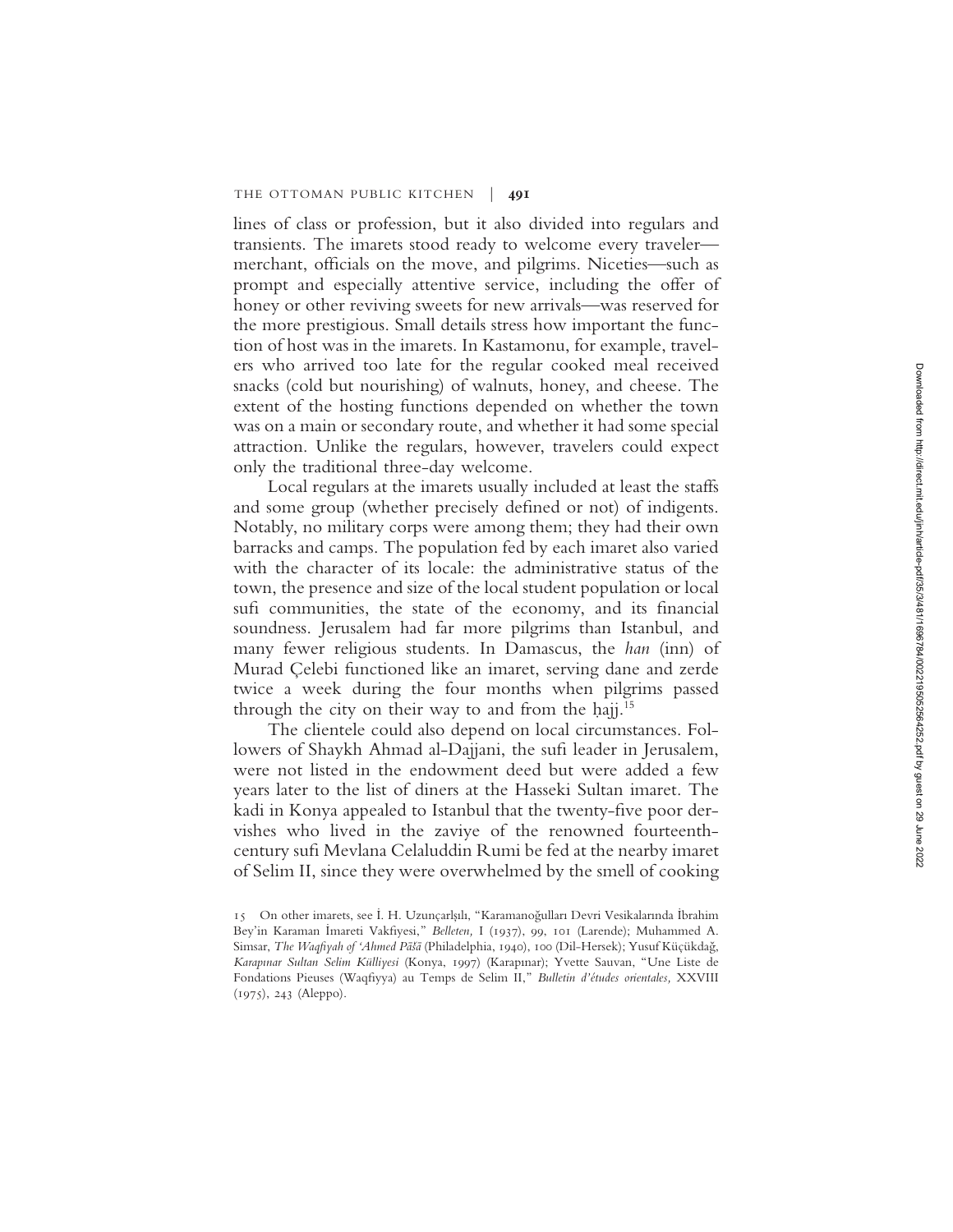lines of class or profession, but it also divided into regulars and transients. The imarets stood ready to welcome every traveler—merchant, officials on the move, and pilgrims. Niceties—such as prompt and especially attentive service, including the offer of honey or other reviving sweets for new arrivals—was reserved for the more prestigious. Small details stress how important the function of host was in the imarets. In Kastamonu, for example, travelers who arrived too late for the regular cooked meal received snacks (cold but nourishing) of walnuts, honey, and cheese. The extent of the hosting functions depended on whether the town was on a main or secondary route, and whether it had some special attraction. Unlike the regulars, however, travelers could expect only the traditional three-day welcome.

Local regulars at the imarets usually included at least the staffs and some group (whether precisely defined or not) of indigents. Notably, no military corps were among them; they had their own barracks and camps. The population fed by each imaret also varied with the character of its locale: the administrative status of the town, the presence and size of the local student population or local sufi communities, the state of the economy, and its financial soundness. Jerusalem had far more pilgrims than Istanbul, and many fewer religious students. In Damascus, the *han* (inn) of Murad Çelebi functioned like an imaret, serving dane and zerde twice a week during the four months when pilgrims passed through the city on their way to and from the ḥajj.[15]

The clientele could also depend on local circumstances. Followers of Shaykh Ahmad al-Dajjani, the sufi leader in Jerusalem, were not listed in the endowment deed but were added a few years later to the list of diners at the Hasseki Sultan imaret. The kadi in Konya appealed to Istanbul that the twenty-five poor dervishes who lived in the zaviye of the renowned fourteenth-century sufi Mevlana Celaluddin Rumi be fed at the nearby imaret of Selim II, since they were overwhelmed by the smell of cooking

15 On other imarets, see İ. H. Uzunçarlşılı, "Karamanoğulları Devri Vesikalarında İbrahim Bey'in Karaman İmareti Vakfiyesi," *Belleten,* I (1937), 99, 101 (Larende); Muhammed A. Simsar, *The Waqfiyah of 'Ahmed Pāšā* (Philadelphia, 1940), 100 (Dil-Hersek); Yusuf Küçükdağ, *Karapınar Sultan Selim Külliyesi* (Konya, 1997) (Karapınar); Yvette Sauvan, "Une Liste de Fondations Pieuses (Waqfiyya) au Temps de Selim II," *Bulletin d'études orientales,* XXVIII (1975), 243 (Aleppo).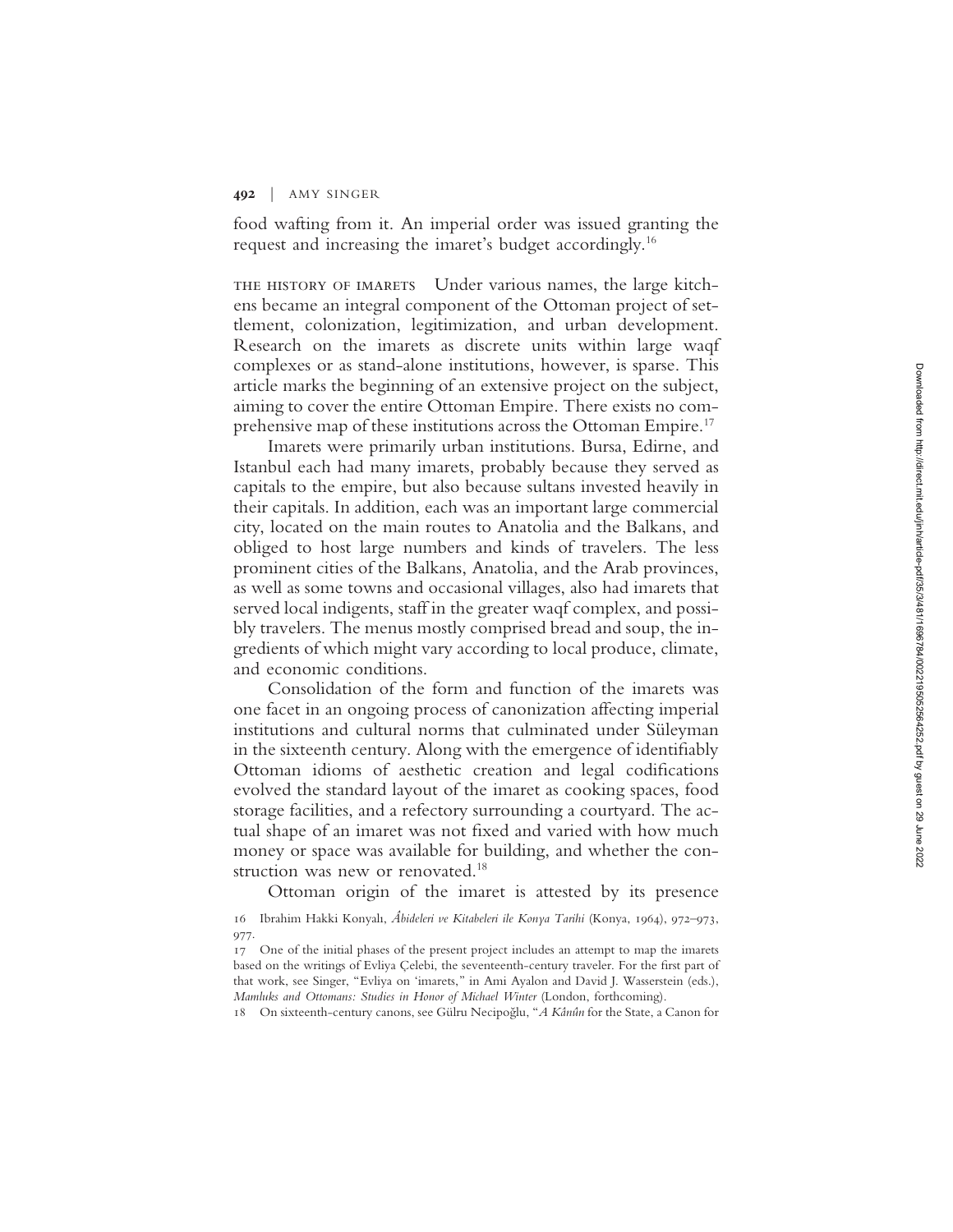food wafting from it. An imperial order was issued granting the request and increasing the imaret's budget accordingly.[16]

THE HISTORY OF IMARETS Under various names, the large kitchens became an integral component of the Ottoman project of settlement, colonization, legitimization, and urban development. Research on the imarets as discrete units within large waqf complexes or as stand-alone institutions, however, is sparse. This article marks the beginning of an extensive project on the subject, aiming to cover the entire Ottoman Empire. There exists no comprehensive map of these institutions across the Ottoman Empire.[17]

Imarets were primarily urban institutions. Bursa, Edirne, and Istanbul each had many imarets, probably because they served as capitals to the empire, but also because sultans invested heavily in their capitals. In addition, each was an important large commercial city, located on the main routes to Anatolia and the Balkans, and obliged to host large numbers and kinds of travelers. The less prominent cities of the Balkans, Anatolia, and the Arab provinces, as well as some towns and occasional villages, also had imarets that served local indigents, staff in the greater waqf complex, and possibly travelers. The menus mostly comprised bread and soup, the ingredients of which might vary according to local produce, climate, and economic conditions.

Consolidation of the form and function of the imarets was one facet in an ongoing process of canonization affecting imperial institutions and cultural norms that culminated under Süleyman in the sixteenth century. Along with the emergence of identifiably Ottoman idioms of aesthetic creation and legal codifications evolved the standard layout of the imaret as cooking spaces, food storage facilities, and a refectory surrounding a courtyard. The actual shape of an imaret was not fixed and varied with how much money or space was available for building, and whether the construction was new or renovated.[18]

Ottoman origin of the imaret is attested by its presence

16 Ibrahim Hakki Konyalı, *Âbideleri ve Kitabeleri ile Konya Tarihi* (Konya, 1964), 972–973, 977.

17 One of the initial phases of the present project includes an attempt to map the imarets based on the writings of Evliya Çelebi, the seventeenth-century traveler. For the first part of that work, see Singer, "Evliya on 'imarets,'" in Ami Ayalon and David J. Wasserstein (eds.), *Mamluks and Ottomans: Studies in Honor of Michael Winter* (London, forthcoming).

18 On sixteenth-century canons, see Gülru Necipoğlu, "*A Kânûn* for the State, a Canon for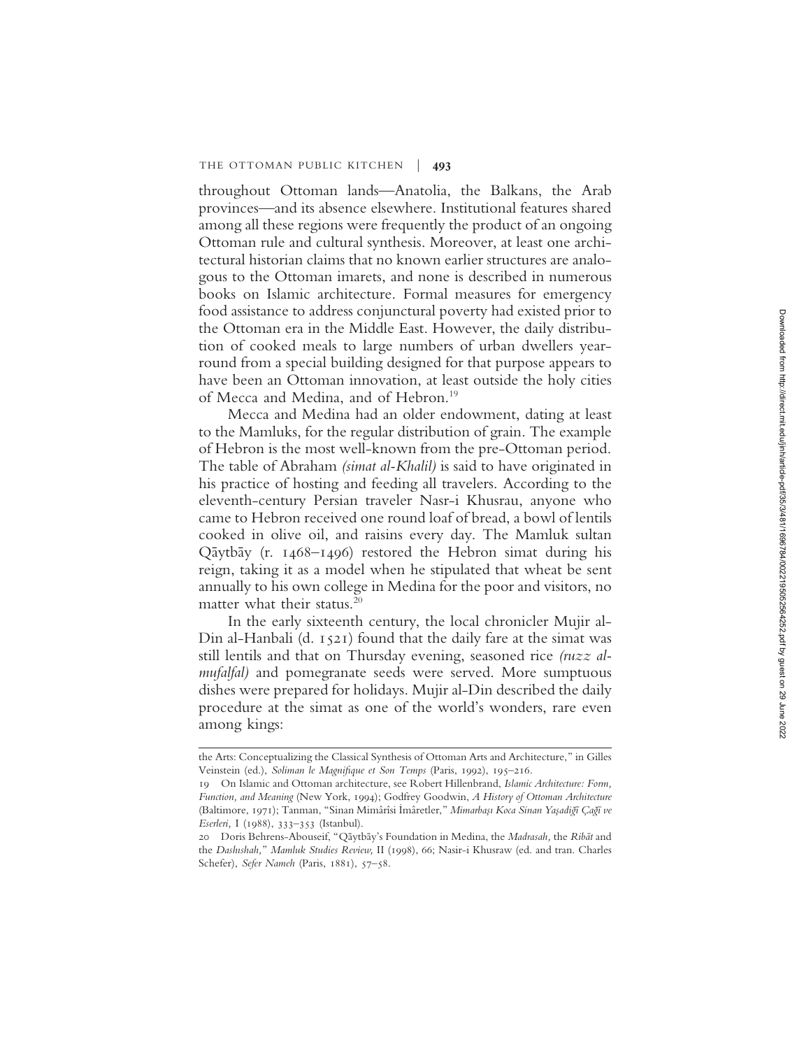throughout Ottoman lands—Anatolia, the Balkans, the Arab provinces—and its absence elsewhere. Institutional features shared among all these regions were frequently the product of an ongoing Ottoman rule and cultural synthesis. Moreover, at least one architectural historian claims that no known earlier structures are analogous to the Ottoman imarets, and none is described in numerous books on Islamic architecture. Formal measures for emergency food assistance to address conjunctural poverty had existed prior to the Ottoman era in the Middle East. However, the daily distribution of cooked meals to large numbers of urban dwellers year-round from a special building designed for that purpose appears to have been an Ottoman innovation, at least outside the holy cities of Mecca and Medina, and of Hebron.[19]

Mecca and Medina had an older endowment, dating at least to the Mamluks, for the regular distribution of grain. The example of Hebron is the most well-known from the pre-Ottoman period. The table of Abraham *(simat al-Khalil)* is said to have originated in his practice of hosting and feeding all travelers. According to the eleventh-century Persian traveler Nasr-i Khusrau, anyone who came to Hebron received one round loaf of bread, a bowl of lentils cooked in olive oil, and raisins every day. The Mamluk sultan Qāytbāy (r. 1468–1496) restored the Hebron simat during his reign, taking it as a model when he stipulated that wheat be sent annually to his own college in Medina for the poor and visitors, no matter what their status.[20]

In the early sixteenth century, the local chronicler Mujir al-Din al-Hanbali (d. 1521) found that the daily fare at the simat was still lentils and that on Thursday evening, seasoned rice *(ruzz al-mufalfal)* and pomegranate seeds were served. More sumptuous dishes were prepared for holidays. Mujir al-Din described the daily procedure at the simat as one of the world's wonders, rare even among kings:

---

the Arts: Conceptualizing the Classical Synthesis of Ottoman Arts and Architecture," in Gilles Veinstein (ed.), *Soliman le Magnifique et Son Temps* (Paris, 1992), 195–216.

19 On Islamic and Ottoman architecture, see Robert Hillenbrand, *Islamic Architecture: Form, Function, and Meaning* (New York, 1994); Godfrey Goodwin, *A History of Ottoman Architecture* (Baltimore, 1971); Tanman, "Sinan Mimârîsi İmâretler," *Mimarbaşı Koca Sinan Yaşadiği Çaği ve Eserleri,* I (1988), 333–353 (Istanbul).

20 Doris Behrens-Abouseif, "Qāytbāy's Foundation in Medina, the *Madrasah,* the *Ribāt* and the *Dashshah,*" *Mamluk Studies Review,* II (1998), 66; Nasir-i Khusraw (ed. and tran. Charles Schefer), *Sefer Nameh* (Paris, 1881), 57–58.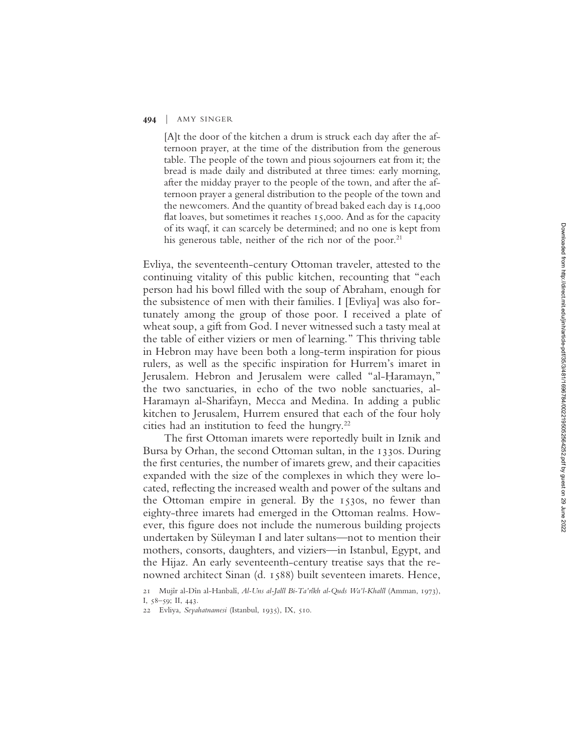> [A]t the door of the kitchen a drum is struck each day after the afternoon prayer, at the time of the distribution from the generous table. The people of the town and pious sojourners eat from it; the bread is made daily and distributed at three times: early morning, after the midday prayer to the people of the town, and after the afternoon prayer a general distribution to the people of the town and the newcomers. And the quantity of bread baked each day is 14,000 flat loaves, but sometimes it reaches 15,000. And as for the capacity of its waqf, it can scarcely be determined; and no one is kept from his generous table, neither of the rich nor of the poor.[21]

Evliya, the seventeenth-century Ottoman traveler, attested to the continuing vitality of this public kitchen, recounting that "each person had his bowl filled with the soup of Abraham, enough for the subsistence of men with their families. I [Evliya] was also fortunately among the group of those poor. I received a plate of wheat soup, a gift from God. I never witnessed such a tasty meal at the table of either viziers or men of learning." This thriving table in Hebron may have been both a long-term inspiration for pious rulers, as well as the specific inspiration for Hurrem's imaret in Jerusalem. Hebron and Jerusalem were called "al-Ḥaramayn," the two sanctuaries, in echo of the two noble sanctuaries, al-Haramayn al-Sharifayn, Mecca and Medina. In adding a public kitchen to Jerusalem, Hurrem ensured that each of the four holy cities had an institution to feed the hungry.[22]

The first Ottoman imarets were reportedly built in Iznik and Bursa by Orhan, the second Ottoman sultan, in the 1330s. During the first centuries, the number of imarets grew, and their capacities expanded with the size of the complexes in which they were located, reflecting the increased wealth and power of the sultans and the Ottoman empire in general. By the 1530s, no fewer than eighty-three imarets had emerged in the Ottoman realms. However, this figure does not include the numerous building projects undertaken by Süleyman I and later sultans—not to mention their mothers, consorts, daughters, and viziers—in Istanbul, Egypt, and the Hijaz. An early seventeenth-century treatise says that the renowned architect Sinan (d. 1588) built seventeen imarets. Hence,

21 Mujîr al-Dîn al-Hanbalî, *Al-Uns al-Jalîl Bi-Ta'rîkh al-Quds Wa'l-Khalîl* (Amman, 1973), I, 58–59; II, 443.

22 Evliya, *Seyahatnamesi* (Istanbul, 1935), IX, 510.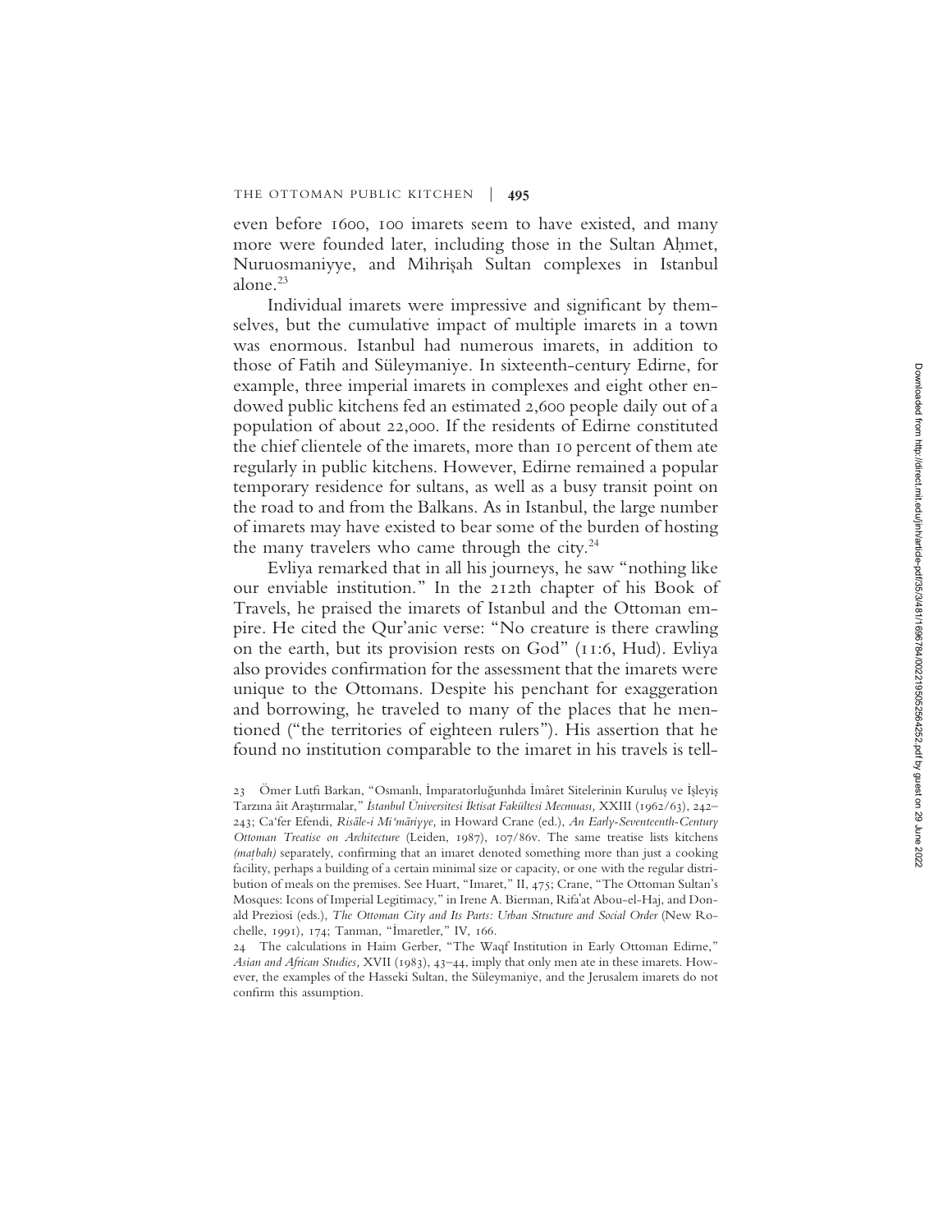even before 1600, 100 imarets seem to have existed, and many more were founded later, including those in the Sultan Aḥmet, Nuruosmaniyye, and Mihrişah Sultan complexes in Istanbul alone.[23]

Individual imarets were impressive and significant by themselves, but the cumulative impact of multiple imarets in a town was enormous. Istanbul had numerous imarets, in addition to those of Fatih and Süleymaniye. In sixteenth-century Edirne, for example, three imperial imarets in complexes and eight other endowed public kitchens fed an estimated 2,600 people daily out of a population of about 22,000. If the residents of Edirne constituted the chief clientele of the imarets, more than 10 percent of them ate regularly in public kitchens. However, Edirne remained a popular temporary residence for sultans, as well as a busy transit point on the road to and from the Balkans. As in Istanbul, the large number of imarets may have existed to bear some of the burden of hosting the many travelers who came through the city.[24]

Evliya remarked that in all his journeys, he saw "nothing like our enviable institution." In the 212th chapter of his Book of Travels, he praised the imarets of Istanbul and the Ottoman empire. He cited the Qur'anic verse: "No creature is there crawling on the earth, but its provision rests on God" (11:6, Hud). Evliya also provides confirmation for the assessment that the imarets were unique to the Ottomans. Despite his penchant for exaggeration and borrowing, he traveled to many of the places that he mentioned ("the territories of eighteen rulers"). His assertion that he found no institution comparable to the imaret in his travels is tell-

23 Ömer Lutfi Barkan, "Osmanlı, İmparatorluğunhda İmâret Sitelerinin Kuruluş ve İşleyiş Tarzına âit Araştırmalar," *İstanbul Üniversitesi Iktisat Fakültesi Mecmuası,* XXIII (1962/63), 242–243; Ca'fer Efendi, *Risâle-i Mi'māriyye,* in Howard Crane (ed.), *An Early-Seventeenth-Century Ottoman Treatise on Architecture* (Leiden, 1987), 107/86v. The same treatise lists kitchens *(maṭbah)* separately, confirming that an imaret denoted something more than just a cooking facility, perhaps a building of a certain minimal size or capacity, or one with the regular distribution of meals on the premises. See Huart, "Imaret," II, 475; Crane, "The Ottoman Sultan's Mosques: Icons of Imperial Legitimacy," in Irene A. Bierman, Rifa'at Abou-el-Haj, and Donald Preziosi (eds.), *The Ottoman City and Its Parts: Urban Structure and Social Order* (New Rochelle, 1991), 174; Tanman, "İmaretler," IV, 166.

24 The calculations in Haim Gerber, "The Waqf Institution in Early Ottoman Edirne," *Asian and African Studies,* XVII (1983), 43–44, imply that only men ate in these imarets. However, the examples of the Hasseki Sultan, the Süleymaniye, and the Jerusalem imarets do not confirm this assumption.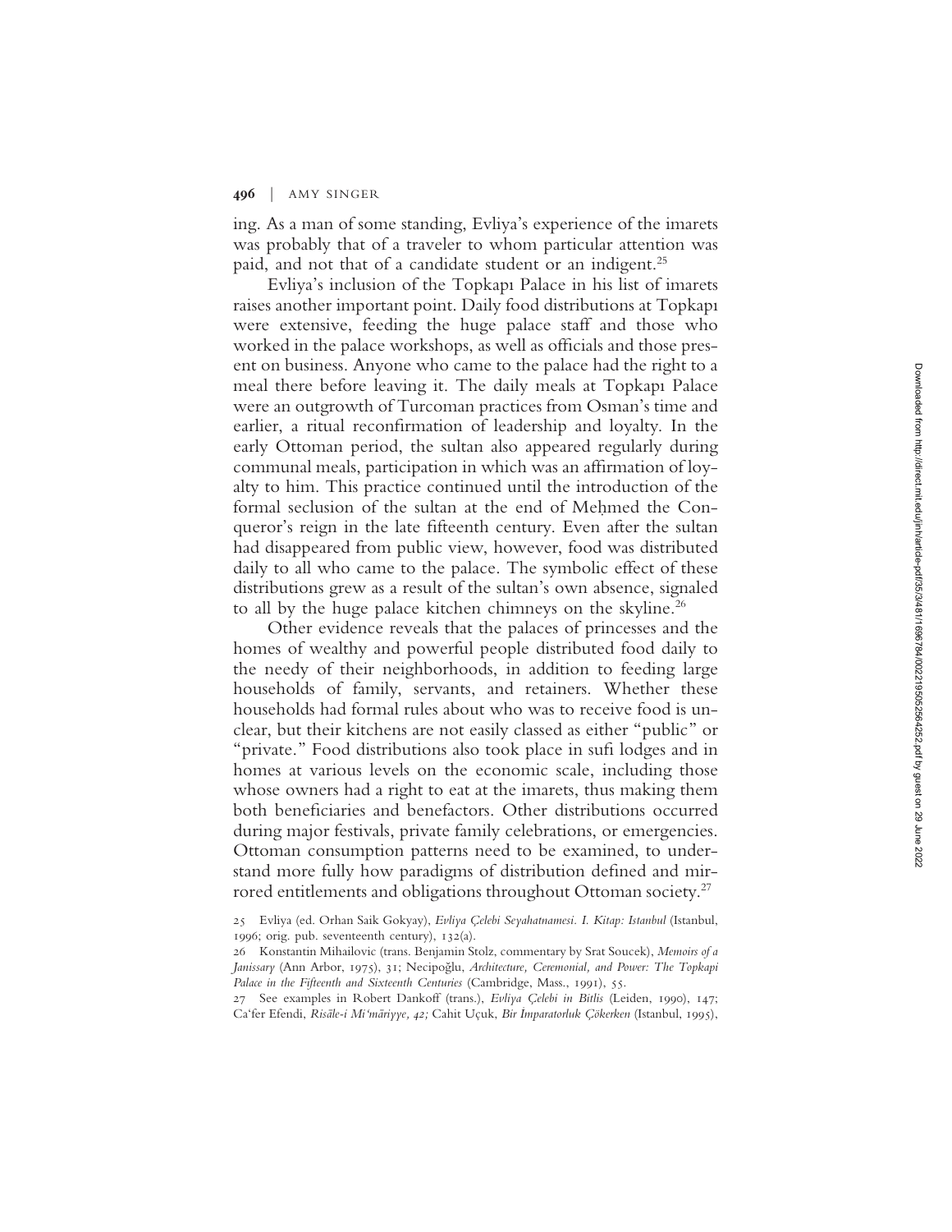ing. As a man of some standing, Evliya's experience of the imarets was probably that of a traveler to whom particular attention was paid, and not that of a candidate student or an indigent.[25]

Evliya's inclusion of the Topkapı Palace in his list of imarets raises another important point. Daily food distributions at Topkapı were extensive, feeding the huge palace staff and those who worked in the palace workshops, as well as officials and those present on business. Anyone who came to the palace had the right to a meal there before leaving it. The daily meals at Topkapı Palace were an outgrowth of Turcoman practices from Osman's time and earlier, a ritual reconfirmation of leadership and loyalty. In the early Ottoman period, the sultan also appeared regularly during communal meals, participation in which was an affirmation of loyalty to him. This practice continued until the introduction of the formal seclusion of the sultan at the end of Meḥmed the Conqueror's reign in the late fifteenth century. Even after the sultan had disappeared from public view, however, food was distributed daily to all who came to the palace. The symbolic effect of these distributions grew as a result of the sultan's own absence, signaled to all by the huge palace kitchen chimneys on the skyline.[26]

Other evidence reveals that the palaces of princesses and the homes of wealthy and powerful people distributed food daily to the needy of their neighborhoods, in addition to feeding large households of family, servants, and retainers. Whether these households had formal rules about who was to receive food is unclear, but their kitchens are not easily classed as either "public" or "private." Food distributions also took place in sufi lodges and in homes at various levels on the economic scale, including those whose owners had a right to eat at the imarets, thus making them both beneficiaries and benefactors. Other distributions occurred during major festivals, private family celebrations, or emergencies. Ottoman consumption patterns need to be examined, to understand more fully how paradigms of distribution defined and mirrored entitlements and obligations throughout Ottoman society.[27]

25 Evliya (ed. Orhan Saik Gokyay), *Evliya Çelebi Seyahatnamesi. I. Kitap: Istanbul* (Istanbul, 1996; orig. pub. seventeenth century), 132(a).

26 Konstantin Mihailovic (trans. Benjamin Stolz, commentary by Srat Soucek), *Memoirs of a Janissary* (Ann Arbor, 1975), 31; Necipoğlu, *Architecture, Ceremonial, and Power: The Topkapi Palace in the Fifteenth and Sixteenth Centuries* (Cambridge, Mass., 1991), 55.

27 See examples in Robert Dankoff (trans.), *Evliya Çelebi in Bitlis* (Leiden, 1990), 147; Ca'fer Efendi, *Risāle-i Mi'māriyye, 42;* Cahit Uçuk, *Bir İmparatorluk Çökerken* (Istanbul, 1995),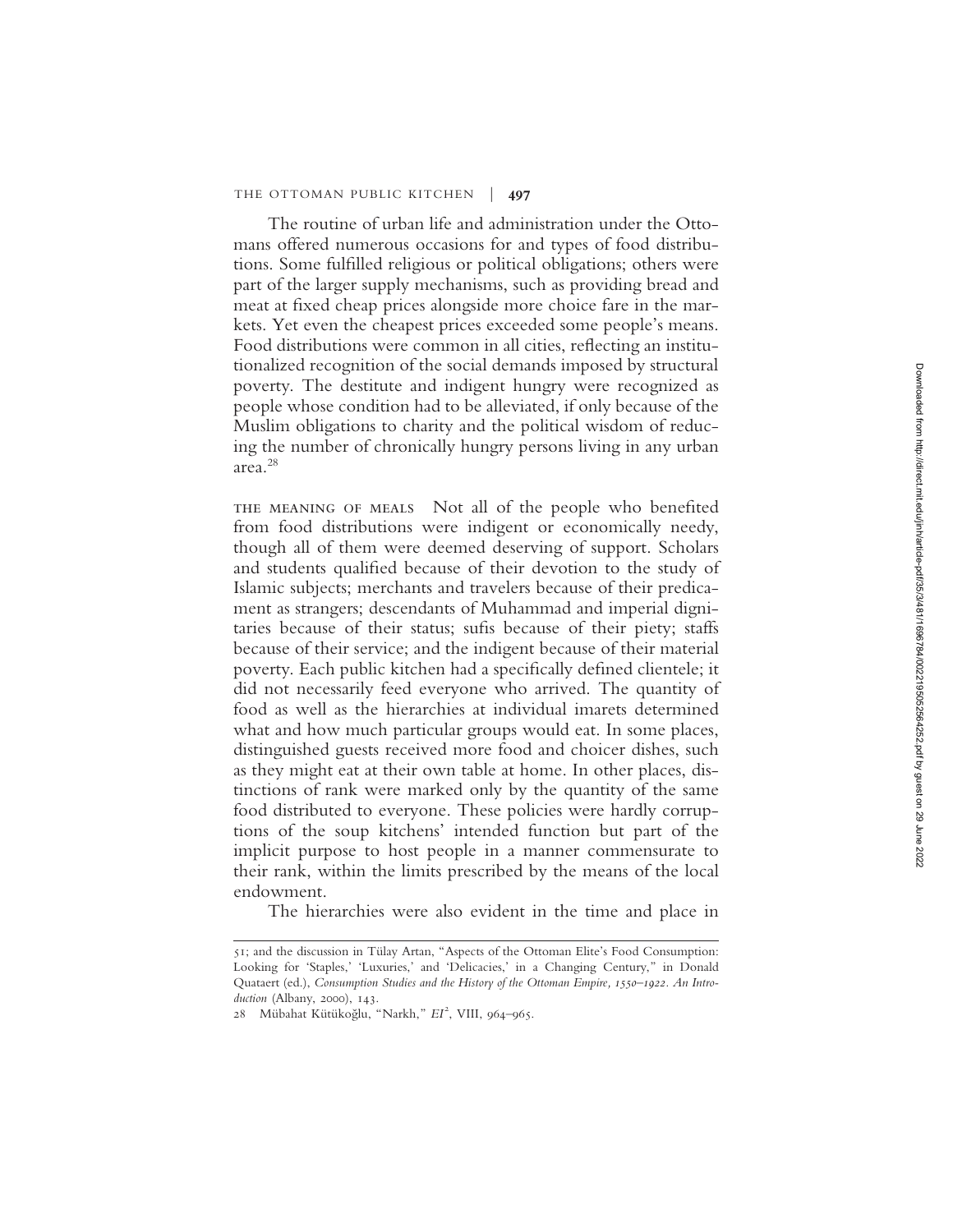The routine of urban life and administration under the Ottomans offered numerous occasions for and types of food distributions. Some fulfilled religious or political obligations; others were part of the larger supply mechanisms, such as providing bread and meat at fixed cheap prices alongside more choice fare in the markets. Yet even the cheapest prices exceeded some people's means. Food distributions were common in all cities, reflecting an institutionalized recognition of the social demands imposed by structural poverty. The destitute and indigent hungry were recognized as people whose condition had to be alleviated, if only because of the Muslim obligations to charity and the political wisdom of reducing the number of chronically hungry persons living in any urban area.[28]

THE MEANING OF MEALS Not all of the people who benefited from food distributions were indigent or economically needy, though all of them were deemed deserving of support. Scholars and students qualified because of their devotion to the study of Islamic subjects; merchants and travelers because of their predicament as strangers; descendants of Muhammad and imperial dignitaries because of their status; sufis because of their piety; staffs because of their service; and the indigent because of their material poverty. Each public kitchen had a specifically defined clientele; it did not necessarily feed everyone who arrived. The quantity of food as well as the hierarchies at individual imarets determined what and how much particular groups would eat. In some places, distinguished guests received more food and choicer dishes, such as they might eat at their own table at home. In other places, distinctions of rank were marked only by the quantity of the same food distributed to everyone. These policies were hardly corruptions of the soup kitchens' intended function but part of the implicit purpose to host people in a manner commensurate to their rank, within the limits prescribed by the means of the local endowment.

The hierarchies were also evident in the time and place in

---

51; and the discussion in Tülay Artan, "Aspects of the Ottoman Elite's Food Consumption: Looking for 'Staples,' 'Luxuries,' and 'Delicacies,' in a Changing Century," in Donald Quataert (ed.), *Consumption Studies and the History of the Ottoman Empire, 1550–1922. An Introduction* (Albany, 2000), 143.

28 Mübahat Kütükoğlu, "Narkh," *EI*², VIII, 964–965.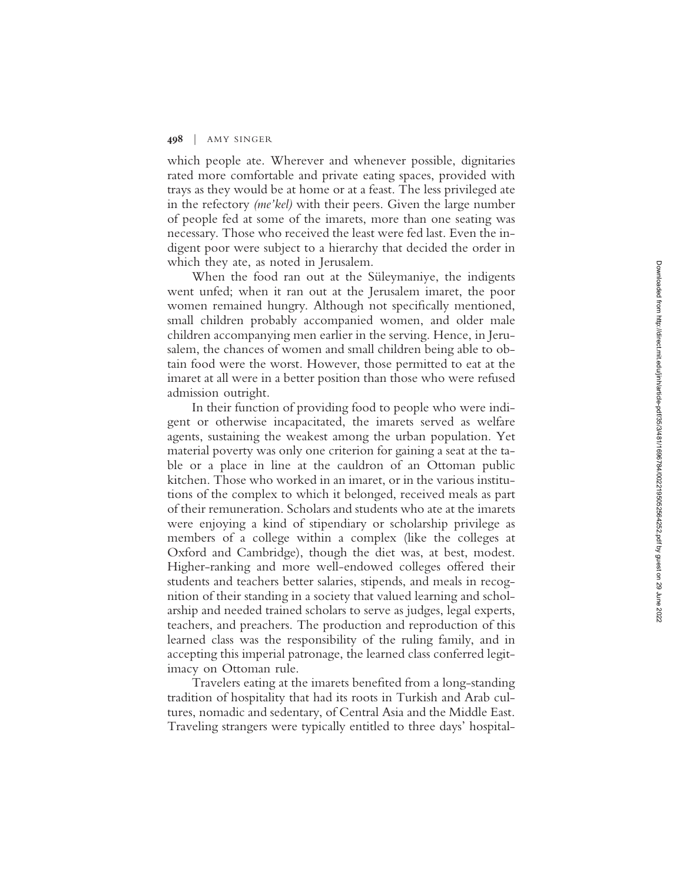which people ate. Wherever and whenever possible, dignitaries rated more comfortable and private eating spaces, provided with trays as they would be at home or at a feast. The less privileged ate in the refectory *(me'kel)* with their peers. Given the large number of people fed at some of the imarets, more than one seating was necessary. Those who received the least were fed last. Even the indigent poor were subject to a hierarchy that decided the order in which they ate, as noted in Jerusalem.

When the food ran out at the Süleymaniye, the indigents went unfed; when it ran out at the Jerusalem imaret, the poor women remained hungry. Although not specifically mentioned, small children probably accompanied women, and older male children accompanying men earlier in the serving. Hence, in Jerusalem, the chances of women and small children being able to obtain food were the worst. However, those permitted to eat at the imaret at all were in a better position than those who were refused admission outright.

In their function of providing food to people who were indigent or otherwise incapacitated, the imarets served as welfare agents, sustaining the weakest among the urban population. Yet material poverty was only one criterion for gaining a seat at the table or a place in line at the cauldron of an Ottoman public kitchen. Those who worked in an imaret, or in the various institutions of the complex to which it belonged, received meals as part of their remuneration. Scholars and students who ate at the imarets were enjoying a kind of stipendiary or scholarship privilege as members of a college within a complex (like the colleges at Oxford and Cambridge), though the diet was, at best, modest. Higher-ranking and more well-endowed colleges offered their students and teachers better salaries, stipends, and meals in recognition of their standing in a society that valued learning and scholarship and needed trained scholars to serve as judges, legal experts, teachers, and preachers. The production and reproduction of this learned class was the responsibility of the ruling family, and in accepting this imperial patronage, the learned class conferred legitimacy on Ottoman rule.

Travelers eating at the imarets benefited from a long-standing tradition of hospitality that had its roots in Turkish and Arab cultures, nomadic and sedentary, of Central Asia and the Middle East. Traveling strangers were typically entitled to three days' hospital-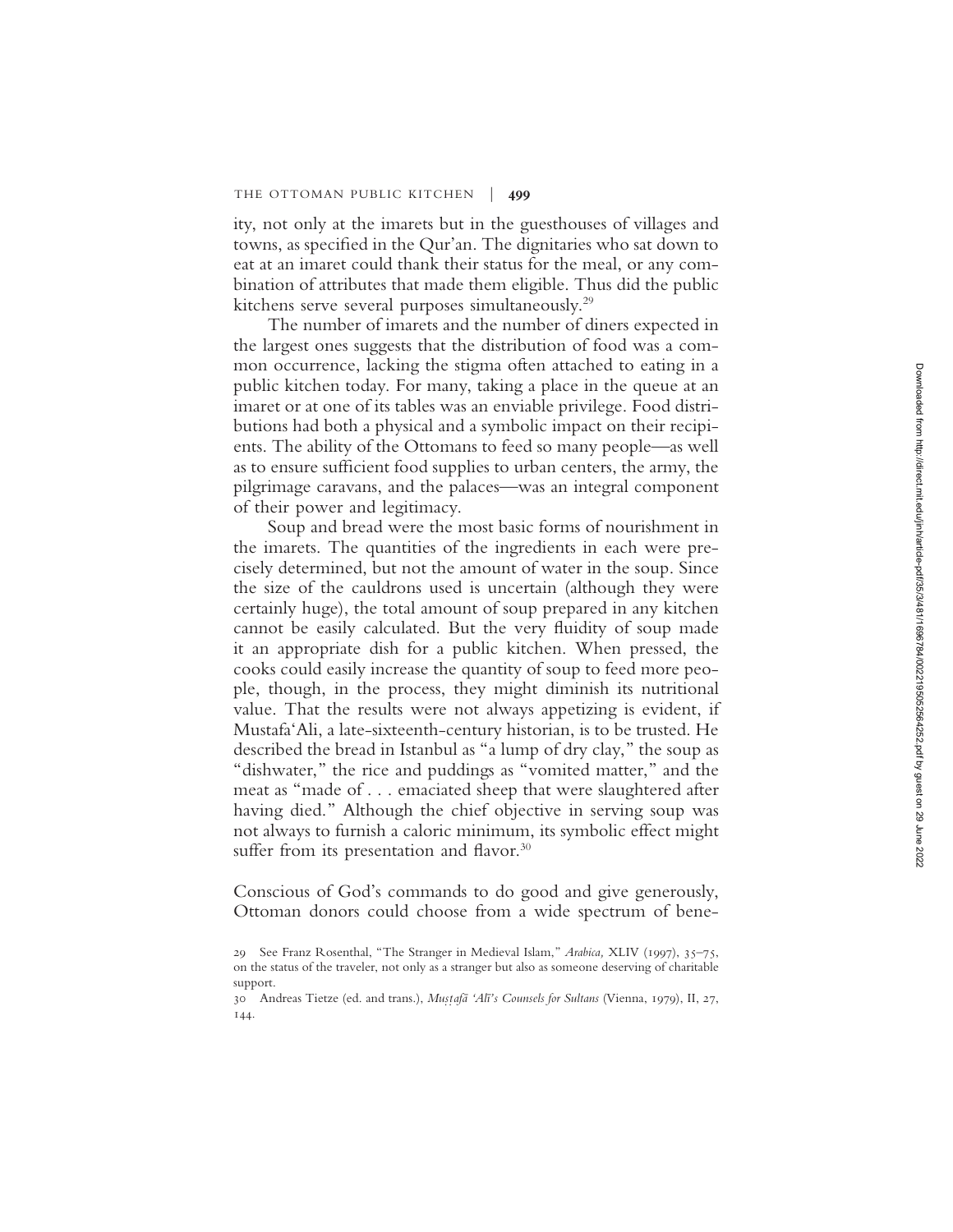ity, not only at the imarets but in the guesthouses of villages and towns, as specified in the Qur'an. The dignitaries who sat down to eat at an imaret could thank their status for the meal, or any combination of attributes that made them eligible. Thus did the public kitchens serve several purposes simultaneously.[29]

The number of imarets and the number of diners expected in the largest ones suggests that the distribution of food was a common occurrence, lacking the stigma often attached to eating in a public kitchen today. For many, taking a place in the queue at an imaret or at one of its tables was an enviable privilege. Food distributions had both a physical and a symbolic impact on their recipients. The ability of the Ottomans to feed so many people—as well as to ensure sufficient food supplies to urban centers, the army, the pilgrimage caravans, and the palaces—was an integral component of their power and legitimacy.

Soup and bread were the most basic forms of nourishment in the imarets. The quantities of the ingredients in each were precisely determined, but not the amount of water in the soup. Since the size of the cauldrons used is uncertain (although they were certainly huge), the total amount of soup prepared in any kitchen cannot be easily calculated. But the very fluidity of soup made it an appropriate dish for a public kitchen. When pressed, the cooks could easily increase the quantity of soup to feed more people, though, in the process, they might diminish its nutritional value. That the results were not always appetizing is evident, if Mustafa'Ali, a late-sixteenth-century historian, is to be trusted. He described the bread in Istanbul as "a lump of dry clay," the soup as "dishwater," the rice and puddings as "vomited matter," and the meat as "made of . . . emaciated sheep that were slaughtered after having died." Although the chief objective in serving soup was not always to furnish a caloric minimum, its symbolic effect might suffer from its presentation and flavor.[30]

Conscious of God's commands to do good and give generously, Ottoman donors could choose from a wide spectrum of bene-

29 See Franz Rosenthal, "The Stranger in Medieval Islam," *Arabica,* XLIV (1997), 35–75, on the status of the traveler, not only as a stranger but also as someone deserving of charitable support.

30 Andreas Tietze (ed. and trans.), *Muṣṭafā 'Ālī's Counsels for Sultans* (Vienna, 1979), II, 27, 144.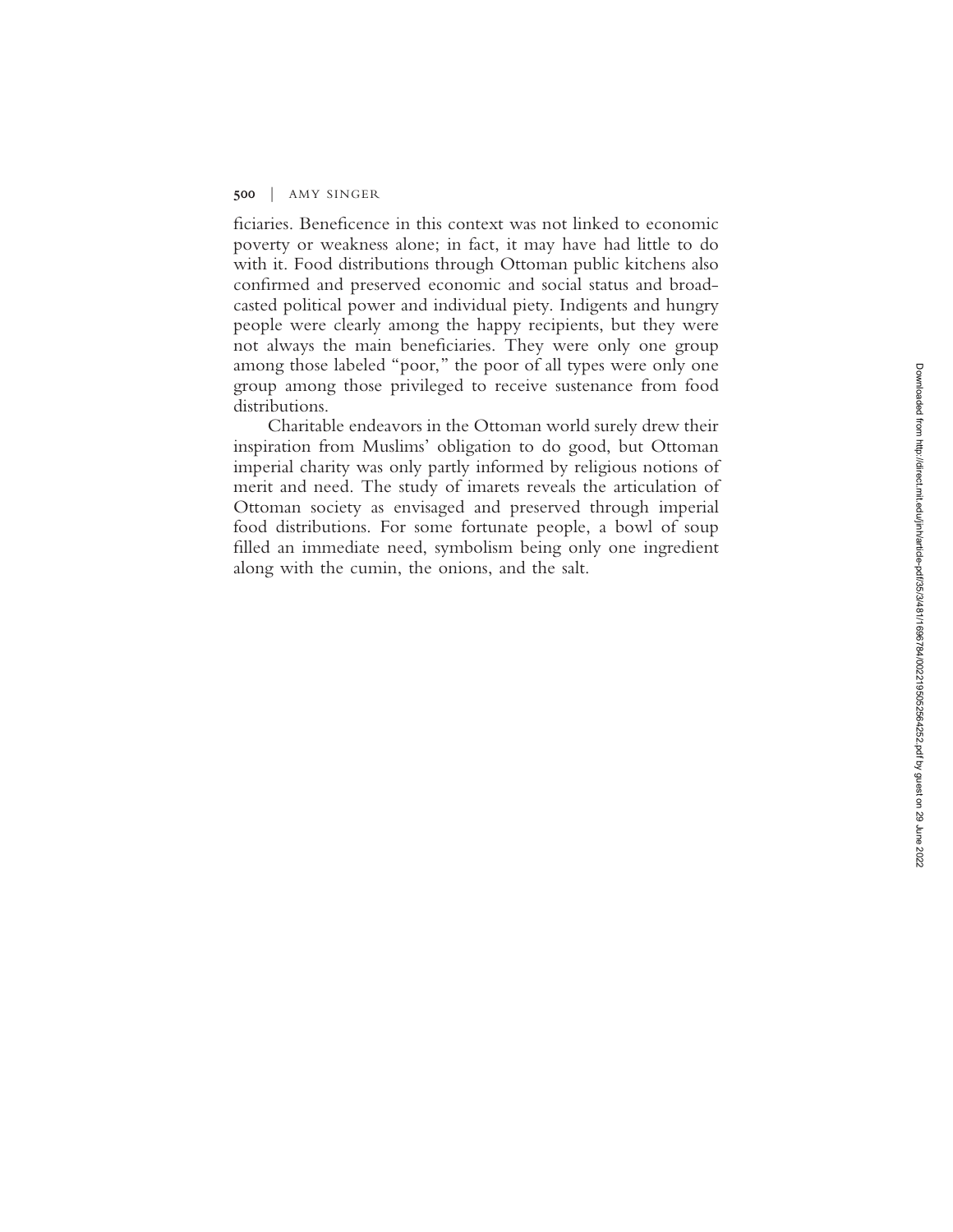ficiaries. Beneficence in this context was not linked to economic poverty or weakness alone; in fact, it may have had little to do with it. Food distributions through Ottoman public kitchens also confirmed and preserved economic and social status and broadcasted political power and individual piety. Indigents and hungry people were clearly among the happy recipients, but they were not always the main beneficiaries. They were only one group among those labeled "poor," the poor of all types were only one group among those privileged to receive sustenance from food distributions.

Charitable endeavors in the Ottoman world surely drew their inspiration from Muslims' obligation to do good, but Ottoman imperial charity was only partly informed by religious notions of merit and need. The study of imarets reveals the articulation of Ottoman society as envisaged and preserved through imperial food distributions. For some fortunate people, a bowl of soup filled an immediate need, symbolism being only one ingredient along with the cumin, the onions, and the salt.